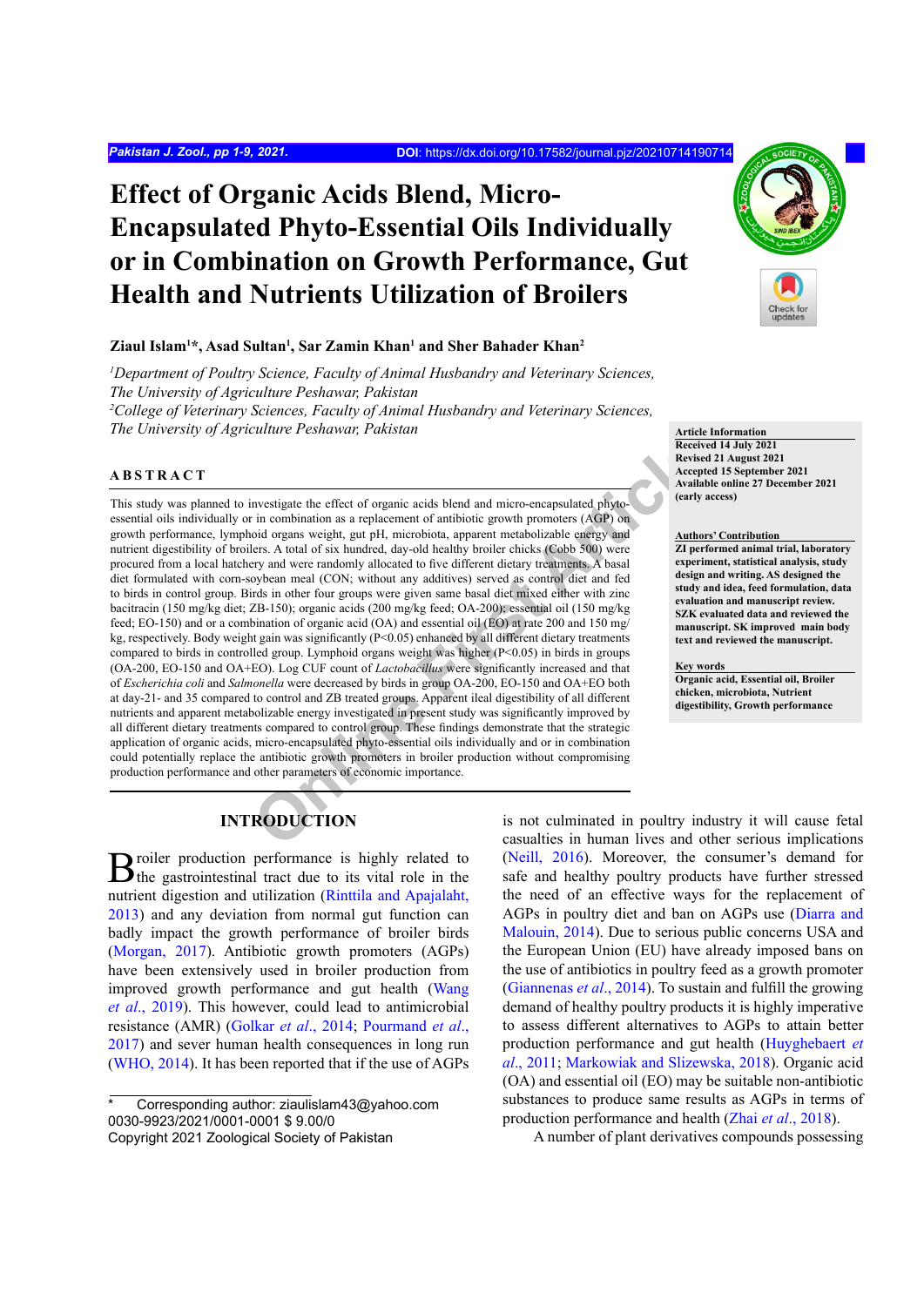Pakistan J. Zool., pp 1-9, 2021. DOI: https://dx.doi.org/10.17582/journal.pjz/20210714190714

# Effect of Organic Acids Blend, Micro-Encapsulated Phyto-Essential Oils Individually or in Combination on Growth Performance, Gut Health and Nutrients Utilization of Broilers

**Ziaul Islam[1]*, Asad Sultan[1], Sar Zamin Khan[1] and Sher Bahader Khan[2]**

*[1]Department of Poultry Science, Faculty of Animal Husbandry and Veterinary Sciences, The University of Agriculture Peshawar, Pakistan*
*[2]College of Veterinary Sciences, Faculty of Animal Husbandry and Veterinary Sciences, The University of Agriculture Peshawar, Pakistan*

**Article Information**
Received 14 July 2021
Revised 21 August 2021
Accepted 15 September 2021
Available online 27 December 2021 (early access)

**Authors' Contribution**
ZI performed animal trial, laboratory experiment, statistical analysis, study design and writing. AS designed the study and idea, feed formulation, data evaluation and manuscript review. SZK evaluated data and reviewed the manuscript. SK improved main body text and reviewed the manuscript.

**Key words**
Organic acid, Essential oil, Broiler chicken, microbiota, Nutrient digestibility, Growth performance

## ABSTRACT

This study was planned to investigate the effect of organic acids blend and micro-encapsulated phyto-essential oils individually or in combination as a replacement of antibiotic growth promoters (AGP) on growth performance, lymphoid organs weight, gut pH, microbiota, apparent metabolizable energy and nutrient digestibility of broilers. A total of six hundred, day-old healthy broiler chicks (Cobb 500) were procured from a local hatchery and were randomly allocated to five different dietary treatments. A basal diet formulated with corn-soybean meal (CON; without any additives) served as control diet and fed to birds in control group. Birds in other four groups were given same basal diet mixed either with zinc bacitracin (150 mg/kg diet; ZB-150); organic acids (200 mg/kg feed; OA-200); essential oil (150 mg/kg feed; EO-150) and or a combination of organic acid (OA) and essential oil (EO) at rate 200 and 150 mg/kg, respectively. Body weight gain was significantly ($P<0.05$) enhanced by all different dietary treatments compared to birds in controlled group. Lymphoid organs weight was higher ($P<0.05$) in birds in groups (OA-200, EO-150 and OA+EO). Log CUF count of *Lactobacillus* were significantly increased and that of *Escherichia coli* and *Salmonella* were decreased by birds in group OA-200, EO-150 and OA+EO both at day-21- and 35 compared to control and ZB treated groups. Apparent ileal digestibility of all different nutrients and apparent metabolizable energy investigated in present study was significantly improved by all different dietary treatments compared to control group. These findings demonstrate that the strategic application of organic acids, micro-encapsulated phyto-essential oils individually and or in combination could potentially replace the antibiotic growth promoters in broiler production without compromising production performance and other parameters of economic importance.

## INTRODUCTION

Broiler production performance is highly related to the gastrointestinal tract due to its vital role in the nutrient digestion and utilization (Rinttila and Apajalaht, 2013) and any deviation from normal gut function can badly impact the growth performance of broiler birds (Morgan, 2017). Antibiotic growth promoters (AGPs) have been extensively used in broiler production from improved growth performance and gut health (Wang *et al*., 2019). This however, could lead to antimicrobial resistance (AMR) (Golkar *et al*., 2014; Pourmand *et al*., 2017) and sever human health consequences in long run (WHO, 2014). It has been reported that if the use of AGPs is not culminated in poultry industry it will cause fetal casualties in human lives and other serious implications (Neill, 2016). Moreover, the consumer's demand for safe and healthy poultry products have further stressed the need of an effective ways for the replacement of AGPs in poultry diet and ban on AGPs use (Diarra and Malouin, 2014). Due to serious public concerns USA and the European Union (EU) have already imposed bans on the use of antibiotics in poultry feed as a growth promoter (Giannenas *et al*., 2014). To sustain and fulfill the growing demand of healthy poultry products it is highly imperative to assess different alternatives to AGPs to attain better production performance and gut health (Huyghebaert *et al*., 2011; Markowiak and Slizewska, 2018). Organic acid (OA) and essential oil (EO) may be suitable non-antibiotic substances to produce same results as AGPs in terms of production performance and health (Zhai *et al*., 2018).

A number of plant derivatives compounds possessing

\* Corresponding author: ziaulislam43@yahoo.com
0030-9923/2021/0001-0001 $ 9.00/0
Copyright 2021 Zoological Society of Pakistan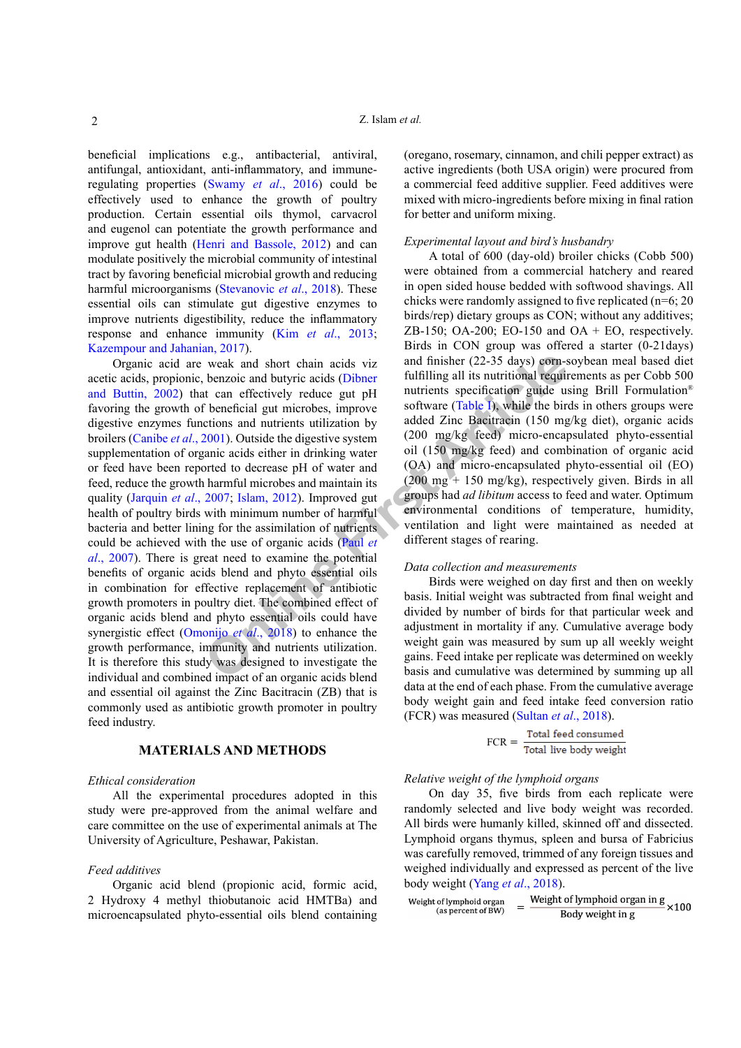beneficial implications e.g., antibacterial, antiviral, antifungal, antioxidant, anti-inflammatory, and immune-regulating properties (Swamy *et al*., 2016) could be effectively used to enhance the growth of poultry production. Certain essential oils thymol, carvacrol and eugenol can potentiate the growth performance and improve gut health (Henri and Bassole, 2012) and can modulate positively the microbial community of intestinal tract by favoring beneficial microbial growth and reducing harmful microorganisms (Stevanovic *et al*., 2018). These essential oils can stimulate gut digestive enzymes to improve nutrients digestibility, reduce the inflammatory response and enhance immunity (Kim *et al*., 2013; Kazempour and Jahanian, 2017).

Organic acid are weak and short chain acids viz acetic acids, propionic, benzoic and butyric acids (Dibner and Buttin, 2002) that can effectively reduce gut pH favoring the growth of beneficial gut microbes, improve digestive enzymes functions and nutrients utilization by broilers (Canibe *et al*., 2001). Outside the digestive system supplementation of organic acids either in drinking water or feed have been reported to decrease pH of water and feed, reduce the growth harmful microbes and maintain its quality (Jarquin *et al*., 2007; Islam, 2012). Improved gut health of poultry birds with minimum number of harmful bacteria and better lining for the assimilation of nutrients could be achieved with the use of organic acids (Paul *et al*., 2007). There is great need to examine the potential benefits of organic acids blend and phyto essential oils in combination for effective replacement of antibiotic growth promoters in poultry diet. The combined effect of organic acids blend and phyto essential oils could have synergistic effect (Omonijo *et al*., 2018) to enhance the growth performance, immunity and nutrients utilization. It is therefore this study was designed to investigate the individual and combined impact of an organic acids blend and essential oil against the Zinc Bacitracin (ZB) that is commonly used as antibiotic growth promoter in poultry feed industry.

## MATERIALS AND METHODS

*Ethical consideration*

All the experimental procedures adopted in this study were pre-approved from the animal welfare and care committee on the use of experimental animals at The University of Agriculture, Peshawar, Pakistan.

*Feed additives*

Organic acid blend (propionic acid, formic acid, 2 Hydroxy 4 methyl thiobutanoic acid HMTBa) and microencapsulated phyto-essential oils blend containing (oregano, rosemary, cinnamon, and chili pepper extract) as active ingredients (both USA origin) were procured from a commercial feed additive supplier. Feed additives were mixed with micro-ingredients before mixing in final ration for better and uniform mixing.

*Experimental layout and bird's husbandry*

A total of 600 (day-old) broiler chicks (Cobb 500) were obtained from a commercial hatchery and reared in open sided house bedded with softwood shavings. All chicks were randomly assigned to five replicated (n=6; 20 birds/rep) dietary groups as CON; without any additives; ZB-150; OA-200; EO-150 and OA + EO, respectively. Birds in CON group was offered a starter (0-21days) and finisher (22-35 days) corn-soybean meal based diet fulfilling all its nutritional requirements as per Cobb 500 nutrients specification guide using Brill Formulation® software (Table I), while the birds in others groups were added Zinc Bacitracin (150 mg/kg diet), organic acids (200 mg/kg feed) micro-encapsulated phyto-essential oil (150 mg/kg feed) and combination of organic acid (OA) and micro-encapsulated phyto-essential oil (EO) (200 mg + 150 mg/kg), respectively given. Birds in all groups had *ad libitum* access to feed and water. Optimum environmental conditions of temperature, humidity, ventilation and light were maintained as needed at different stages of rearing.

*Data collection and measurements*

Birds were weighed on day first and then on weekly basis. Initial weight was subtracted from final weight and divided by number of birds for that particular week and adjustment in mortality if any. Cumulative average body weight gain was measured by sum up all weekly weight gains. Feed intake per replicate was determined on weekly basis and cumulative was determined by summing up all data at the end of each phase. From the cumulative average body weight gain and feed intake feed conversion ratio (FCR) was measured (Sultan *et al*., 2018).

$$\text{FCR} = \frac{\text{Total feed consumed}}{\text{Total live body weight}}$$

*Relative weight of the lymphoid organs*

On day 35, five birds from each replicate were randomly selected and live body weight was recorded. All birds were humanly killed, skinned off and dissected. Lymphoid organs thymus, spleen and bursa of Fabricius was carefully removed, trimmed of any foreign tissues and weighed individually and expressed as percent of the live body weight (Yang *et al*., 2018).

$$\underset{\text{(as percent of BW)}}{\text{Weight of lymphoid organ}} = \frac{\text{Weight of lymphoid organ in g}}{\text{Body weight in g}} \times 100$$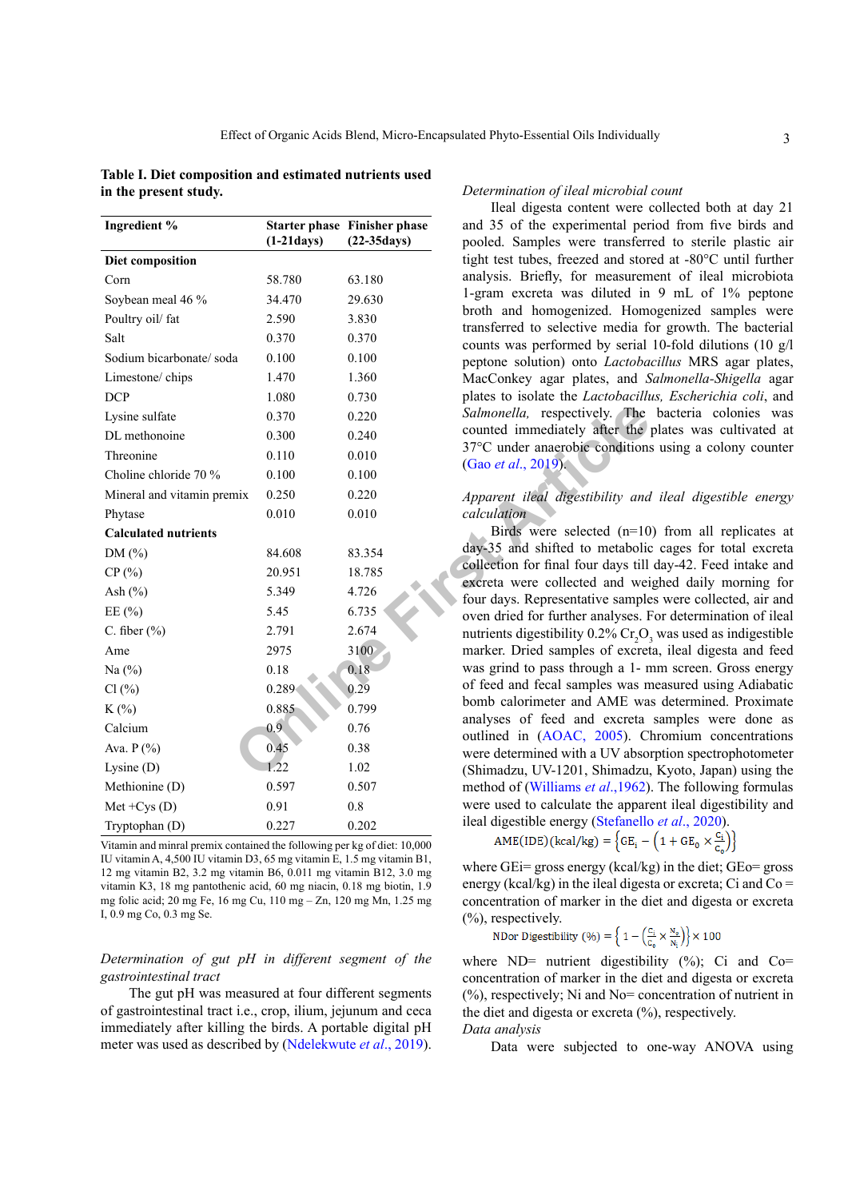**Table I. Diet composition and estimated nutrients used in the present study.**

| Ingredient % | Starter phase (1-21days) | Finisher phase (22-35days) |
|---|---|---|
| **Diet composition** | | |
| Corn | 58.780 | 63.180 |
| Soybean meal 46 % | 34.470 | 29.630 |
| Poultry oil/ fat | 2.590 | 3.830 |
| Salt | 0.370 | 0.370 |
| Sodium bicarbonate/ soda | 0.100 | 0.100 |
| Limestone/ chips | 1.470 | 1.360 |
| DCP | 1.080 | 0.730 |
| Lysine sulfate | 0.370 | 0.220 |
| DL methonoine | 0.300 | 0.240 |
| Threonine | 0.110 | 0.010 |
| Choline chloride 70 % | 0.100 | 0.100 |
| Mineral and vitamin premix | 0.250 | 0.220 |
| Phytase | 0.010 | 0.010 |
| **Calculated nutrients** | | |
| DM (%) | 84.608 | 83.354 |
| CP (%) | 20.951 | 18.785 |
| Ash (%) | 5.349 | 4.726 |
| EE (%) | 5.45 | 6.735 |
| C. fiber (%) | 2.791 | 2.674 |
| Ame | 2975 | 3100 |
| Na (%) | 0.18 | 0.18 |
| Cl (%) | 0.289 | 0.29 |
| K (%) | 0.885 | 0.799 |
| Calcium | 0.9 | 0.76 |
| Ava. P (%) | 0.45 | 0.38 |
| Lysine (D) | 1.22 | 1.02 |
| Methionine (D) | 0.597 | 0.507 |
| Met +Cys (D) | 0.91 | 0.8 |
| Tryptophan (D) | 0.227 | 0.202 |

Vitamin and minral premix contained the following per kg of diet: 10,000 IU vitamin A, 4,500 IU vitamin D3, 65 mg vitamin E, 1.5 mg vitamin B1, 12 mg vitamin B2, 3.2 mg vitamin B6, 0.011 mg vitamin B12, 3.0 mg vitamin K3, 18 mg pantothenic acid, 60 mg niacin, 0.18 mg biotin, 1.9 mg folic acid; 20 mg Fe, 16 mg Cu, 110 mg – Zn, 120 mg Mn, 1.25 mg I, 0.9 mg Co, 0.3 mg Se.

*Determination of gut pH in different segment of the gastrointestinal tract*

The gut pH was measured at four different segments of gastrointestinal tract i.e., crop, ilium, jejunum and ceca immediately after killing the birds. A portable digital pH meter was used as described by (Ndelekwute *et al*., 2019).

*Determination of ileal microbial count*

Ileal digesta content were collected both at day 21 and 35 of the experimental period from five birds and pooled. Samples were transferred to sterile plastic air tight test tubes, freezed and stored at -80°C until further analysis. Briefly, for measurement of ileal microbiota 1-gram excreta was diluted in 9 mL of 1% peptone broth and homogenized. Homogenized samples were transferred to selective media for growth. The bacterial counts was performed by serial 10-fold dilutions (10 g/l peptone solution) onto *Lactobacillus* MRS agar plates, MacConkey agar plates, and *Salmonella-Shigella* agar plates to isolate the *Lactobacillus, Escherichia coli*, and *Salmonella,* respectively. The bacteria colonies was counted immediately after the plates was cultivated at 37°C under anaerobic conditions using a colony counter (Gao *et al*., 2019).

*Apparent ileal digestibility and ileal digestible energy calculation*

Birds were selected (n=10) from all replicates at day-35 and shifted to metabolic cages for total excreta collection for final four days till day-42. Feed intake and excreta were collected and weighed daily morning for four days. Representative samples were collected, air and oven dried for further analyses. For determination of ileal nutrients digestibility 0.2% $Cr_2O_3$ was used as indigestible marker. Dried samples of excreta, ileal digesta and feed was grind to pass through a 1- mm screen. Gross energy of feed and fecal samples was measured using Adiabatic bomb calorimeter and AME was determined. Proximate analyses of feed and excreta samples were done as outlined in (AOAC, 2005). Chromium concentrations were determined with a UV absorption spectrophotometer (Shimadzu, UV-1201, Shimadzu, Kyoto, Japan) using the method of (Williams *et al*.,1962). The following formulas were used to calculate the apparent ileal digestibility and ileal digestible energy (Stefanello *et al*., 2020).

$$\text{AME(IDE)(kcal/kg)} = \left\{ \text{GE}_i - \left( 1 + \text{GE}_0 \times \frac{C_i}{C_0} \right) \right\}$$

where GEi= gross energy (kcal/kg) in the diet; GEo= gross energy (kcal/kg) in the ileal digesta or excreta; Ci and Co = concentration of marker in the diet and digesta or excreta (%), respectively.

$$\text{NDor Digestibility (\%)} = \left\{ 1 - \left( \frac{C_i}{C_0} \times \frac{N_0}{N_i} \right) \right\} \times 100$$

where ND= nutrient digestibility (%); Ci and Co= concentration of marker in the diet and digesta or excreta (%), respectively; Ni and No= concentration of nutrient in the diet and digesta or excreta (%), respectively.

*Data analysis*

Data were subjected to one-way ANOVA using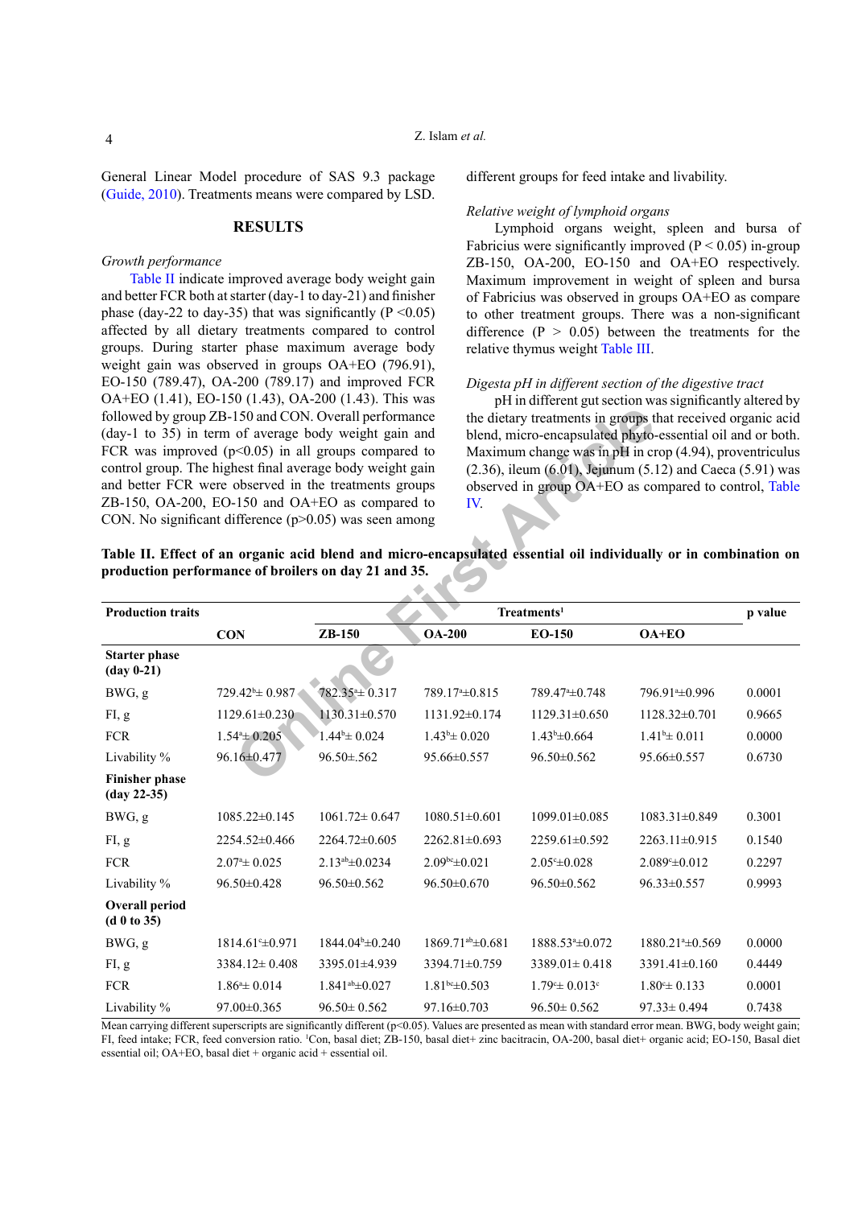General Linear Model procedure of SAS 9.3 package (Guide, 2010). Treatments means were compared by LSD.

## RESULTS

*Growth performance*

Table II indicate improved average body weight gain and better FCR both at starter (day-1 to day-21) and finisher phase (day-22 to day-35) that was significantly ($P < 0.05$) affected by all dietary treatments compared to control groups. During starter phase maximum average body weight gain was observed in groups OA+EO (796.91), EO-150 (789.47), OA-200 (789.17) and improved FCR OA+EO (1.41), EO-150 (1.43), OA-200 (1.43). This was followed by group ZB-150 and CON. Overall performance (day-1 to 35) in term of average body weight gain and FCR was improved ($p < 0.05$) in all groups compared to control group. The highest final average body weight gain and better FCR were observed in the treatments groups ZB-150, OA-200, EO-150 and OA+EO as compared to CON. No significant difference ($p > 0.05$) was seen among different groups for feed intake and livability.

*Relative weight of lymphoid organs*

Lymphoid organs weight, spleen and bursa of Fabricius were significantly improved ($P < 0.05$) in-group ZB-150, OA-200, EO-150 and OA+EO respectively. Maximum improvement in weight of spleen and bursa of Fabricius was observed in groups OA+EO as compare to other treatment groups. There was a non-significant difference ($P > 0.05$) between the treatments for the relative thymus weight Table III.

*Digesta pH in different section of the digestive tract*

pH in different gut section was significantly altered by the dietary treatments in groups that received organic acid blend, micro-encapsulated phyto-essential oil and or both. Maximum change was in pH in crop (4.94), proventriculus (2.36), ileum (6.01), Jejunum (5.12) and Caeca (5.91) was observed in group OA+EO as compared to control, Table IV.

**Table II. Effect of an organic acid blend and micro-encapsulated essential oil individually or in combination on production performance of broilers on day 21 and 35.**

| Production traits | Treatments[1] | | | | | p value |
|---|---|---|---|---|---|---|
| | CON | ZB-150 | OA-200 | EO-150 | OA+EO | |
| **Starter phase (day 0-21)** | | | | | | |
| BWG, g | 729.42[b]± 0.987 | 782.35[a]± 0.317 | 789.17[a]±0.815 | 789.47[a]±0.748 | 796.91[a]±0.996 | 0.0001 |
| FI, g | 1129.61±0.230 | 1130.31±0.570 | 1131.92±0.174 | 1129.31±0.650 | 1128.32±0.701 | 0.9665 |
| FCR | 1.54[a]± 0.205 | 1.44[b]± 0.024 | 1.43[b]± 0.020 | 1.43[b]±0.664 | 1.41[b]± 0.011 | 0.0000 |
| Livability % | 96.16±0.477 | 96.50±.562 | 95.66±0.557 | 96.50±0.562 | 95.66±0.557 | 0.6730 |
| **Finisher phase (day 22-35)** | | | | | | |
| BWG, g | 1085.22±0.145 | 1061.72± 0.647 | 1080.51±0.601 | 1099.01±0.085 | 1083.31±0.849 | 0.3001 |
| FI, g | 2254.52±0.466 | 2264.72±0.605 | 2262.81±0.693 | 2259.61±0.592 | 2263.11±0.915 | 0.1540 |
| FCR | 2.07[a]± 0.025 | 2.13[ab]±0.0234 | 2.09[bc]±0.021 | 2.05[c]±0.028 | 2.089[c]±0.012 | 0.2297 |
| Livability % | 96.50±0.428 | 96.50±0.562 | 96.50±0.670 | 96.50±0.562 | 96.33±0.557 | 0.9993 |
| **Overall period (d 0 to 35)** | | | | | | |
| BWG, g | 1814.61[c]±0.971 | 1844.04[b]±0.240 | 1869.71[ab]±0.681 | 1888.53[a]±0.072 | 1880.21[a]±0.569 | 0.0000 |
| FI, g | 3384.12± 0.408 | 3395.01±4.939 | 3394.71±0.759 | 3389.01± 0.418 | 3391.41±0.160 | 0.4449 |
| FCR | 1.86[a]± 0.014 | 1.841[ab]±0.027 | 1.81[bc]±0.503 | 1.79[c]± 0.013[c] | 1.80[c]± 0.133 | 0.0001 |
| Livability % | 97.00±0.365 | 96.50± 0.562 | 97.16±0.703 | 96.50± 0.562 | 97.33± 0.494 | 0.7438 |

Mean carrying different superscripts are significantly different ($p < 0.05$). Values are presented as mean with standard error mean. BWG, body weight gain; FI, feed intake; FCR, feed conversion ratio. [1]Con, basal diet; ZB-150, basal diet+ zinc bacitracin, OA-200, basal diet+ organic acid; EO-150, Basal diet essential oil; OA+EO, basal diet + organic acid + essential oil.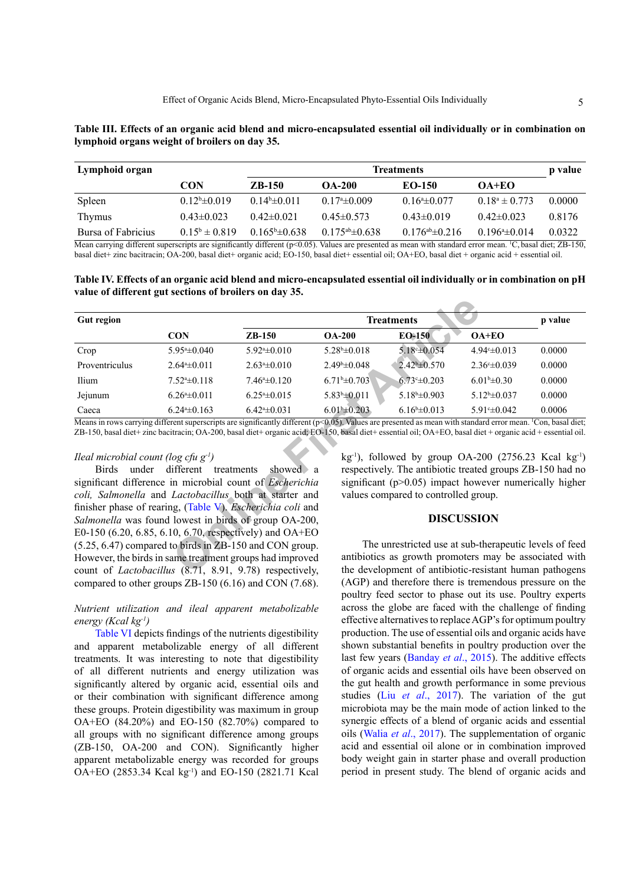**Table III. Effects of an organic acid blend and micro-encapsulated essential oil individually or in combination on lymphoid organs weight of broilers on day 35.**

| Lymphoid organ | Treatments | | | | | p value |
|---|---|---|---|---|---|---|
| | CON | ZB-150 | OA-200 | EO-150 | OA+EO | |
| Spleen | $0.12^{b}$±0.019 | $0.14^{b}$±0.011 | $0.17^{a}$±0.009 | $0.16^{a}$±0.077 | $0.18^{a}$ ± 0.773 | 0.0000 |
| Thymus | 0.43±0.023 | 0.42±0.021 | 0.45±0.573 | 0.43±0.019 | 0.42±0.023 | 0.8176 |
| Bursa of Fabricius | $0.15^{b}$ ± 0.819 | $0.165^{b}$±0.638 | $0.175^{ab}$±0.638 | $0.176^{ab}$±0.216 | $0.196^{a}$±0.014 | 0.0322 |

Mean carrying different superscripts are significantly different ($p<0.05$). Values are presented as mean with standard error mean. [1]C, basal diet; ZB-150, basal diet+ zinc bacitracin; OA-200, basal diet+ organic acid; EO-150, basal diet+ essential oil; OA+EO, basal diet + organic acid + essential oil.

**Table IV. Effects of an organic acid blend and micro-encapsulated essential oil individually or in combination on pH value of different gut sections of broilers on day 35.**

| Gut region | Treatments | | | | | p value |
|---|---|---|---|---|---|---|
| | CON | ZB-150 | OA-200 | EO-150 | OA+EO | |
| Crop | $5.95^{a}$±0.040 | $5.92^{a}$±0.010 | $5.28^{b}$±0.018 | $5.18^{c}$±0.054 | $4.94^{c}$±0.013 | 0.0000 |
| Proventriculus | $2.64^{a}$±0.011 | $2.63^{a}$±0.010 | $2.49^{b}$±0.048 | $2.42^{b}$±0.570 | $2.36^{c}$±0.039 | 0.0000 |
| Ilium | $7.52^{a}$±0.118 | $7.46^{a}$±0.120 | $6.71^{b}$±0.703 | $6.73^{c}$±0.203 | $6.01^{b}$±0.30 | 0.0000 |
| Jejunum | $6.26^{a}$±0.011 | $6.25^{a}$±0.015 | $5.83^{b}$±0.011 | $5.18^{b}$±0.903 | $5.12^{b}$±0.037 | 0.0000 |
| Caeca | $6.24^{a}$±0.163 | $6.42^{a}$±0.031 | $6.01^{b}$±0.203 | $6.16^{b}$±0.013 | $5.91^{c}$±0.042 | 0.0006 |

Means in rows carrying different superscripts are significantly different ($p<0.05$). Values are presented as mean with standard error mean. [1]Con, basal diet; ZB-150, basal diet+ zinc bacitracin; OA-200, basal diet+ organic acid; EO-150, basal diet+ essential oil; OA+EO, basal diet + organic acid + essential oil.

*Ileal microbial count (log cfu $g^{-1}$)*

Birds under different treatments showed a significant difference in microbial count of *Escherichia coli, Salmonella* and *Lactobacillus* both at starter and finisher phase of rearing, (Table V). *Escherichia coli* and *Salmonella* was found lowest in birds of group OA-200, E0-150 (6.20, 6.85, 6.10, 6.70, respectively) and OA+EO (5.25, 6.47) compared to birds in ZB-150 and CON group. However, the birds in same treatment groups had improved count of *Lactobacillus* (8.71, 8.91, 9.78) respectively, compared to other groups ZB-150 (6.16) and CON (7.68).

*Nutrient utilization and ileal apparent metabolizable energy (Kcal $kg^{-1}$)*

Table VI depicts findings of the nutrients digestibility and apparent metabolizable energy of all different treatments. It was interesting to note that digestibility of all different nutrients and energy utilization was significantly altered by organic acid, essential oils and or their combination with significant difference among these groups. Protein digestibility was maximum in group OA+EO (84.20%) and EO-150 (82.70%) compared to all groups with no significant difference among groups (ZB-150, OA-200 and CON). Significantly higher apparent metabolizable energy was recorded for groups OA+EO (2853.34 Kcal $kg^{-1}$) and EO-150 (2821.71 Kcal $kg^{-1}$), followed by group OA-200 (2756.23 Kcal $kg^{-1}$) respectively. The antibiotic treated groups ZB-150 had no significant ($p>0.05$) impact however numerically higher values compared to controlled group.

## DISCUSSION

The unrestricted use at sub-therapeutic levels of feed antibiotics as growth promoters may be associated with the development of antibiotic-resistant human pathogens (AGP) and therefore there is tremendous pressure on the poultry feed sector to phase out its use. Poultry experts across the globe are faced with the challenge of finding effective alternatives to replace AGP's for optimum poultry production. The use of essential oils and organic acids have shown substantial benefits in poultry production over the last few years (Banday *et al*., 2015). The additive effects of organic acids and essential oils have been observed on the gut health and growth performance in some previous studies (Liu *et al*., 2017). The variation of the gut microbiota may be the main mode of action linked to the synergic effects of a blend of organic acids and essential oils (Walia *et al*., 2017). The supplementation of organic acid and essential oil alone or in combination improved body weight gain in starter phase and overall production period in present study. The blend of organic acids and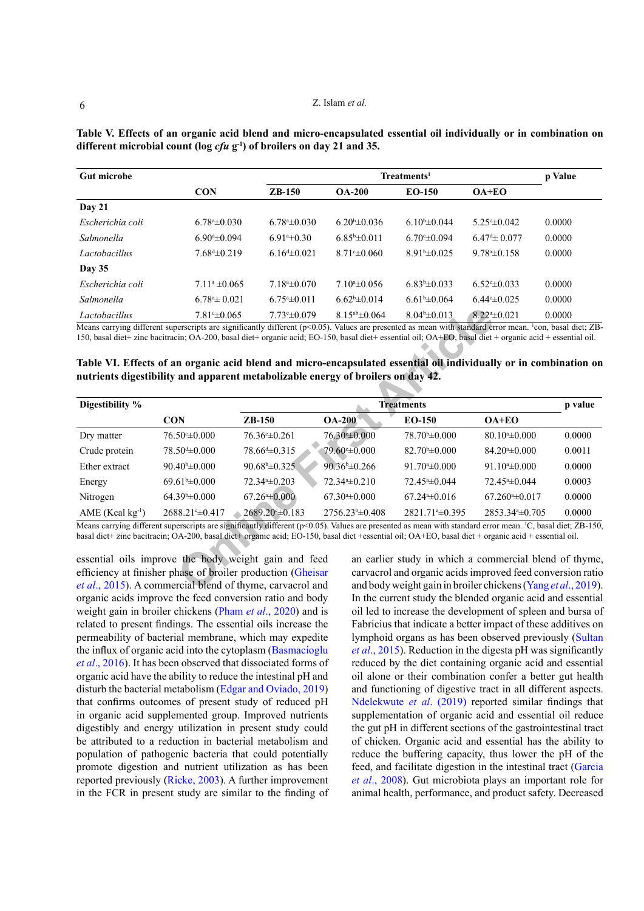**Table V. Effects of an organic acid blend and micro-encapsulated essential oil individually or in combination on different microbial count (log *cfu* g[-1]) of broilers on day 21 and 35.**

| Gut microbe | Treatments[1] | | | | | p Value |
|---|---|---|---|---|---|---|
| | CON | ZB-150 | OA-200 | EO-150 | OA+EO | |
| **Day 21** | | | | | | |
| *Escherichia coli* | 6.78[a]±0.030 | 6.78[a]±0.030 | 6.20[b]±0.036 | 6.10[b]±0.044 | 5.25[c]±0.042 | 0.0000 |
| *Salmonella* | 6.90[a]±0.094 | 6.91[a]+0.30 | 6.85[b]±0.011 | 6.70[c]±0.094 | 6.47[d]± 0.077 | 0.0000 |
| *Lactobacillus* | 7.68[d]±0.219 | 6.16[d]±0.021 | 8.71[c]±0.060 | 8.91[b]±0.025 | 9.78[a]±0.158 | 0.0000 |
| **Day 35** | | | | | | |
| *Escherichia coli* | 7.11[a] ±0.065 | 7.18[a]±0.070 | 7.10[a]±0.056 | 6.83[b]±0.033 | 6.52[c]±0.033 | 0.0000 |
| *Salmonella* | 6.78[a]± 0.021 | 6.75[a]±0.011 | 6.62[b]±0.014 | 6.61[b]±0.064 | 6.44[c]±0.025 | 0.0000 |
| *Lactobacillus* | 7.81[c]±0.065 | 7.73[c]±0.079 | 8.15[ab]±0.064 | 8.04[b]±0.013 | 8.22[a]±0.021 | 0.0000 |

Means carrying different superscripts are significantly different (p<0.05). Values are presented as mean with standard error mean. [1]con, basal diet; ZB-150, basal diet+ zinc bacitracin; OA-200, basal diet+ organic acid; EO-150, basal diet+ essential oil; OA+EO, basal diet + organic acid + essential oil.

**Table VI. Effects of an organic acid blend and micro-encapsulated essential oil individually or in combination on nutrients digestibility and apparent metabolizable energy of broilers on day 42.**

| Digestibility % | Treatments | | | | | p value |
|---|---|---|---|---|---|---|
| | CON | ZB-150 | OA-200 | EO-150 | OA+EO | |
| Dry matter | 76.50[c]±0.000 | 76.36[c]±0.261 | 76.30[c]±0.000 | 78.70[b]±0.000 | 80.10[a]±0.000 | 0.0000 |
| Crude protein | 78.50[d]±0.000 | 78.66[d]±0.315 | 79.60[c]±0.000 | 82.70[b]±0.000 | 84.20[a]±0.000 | 0.0011 |
| Ether extract | 90.40[b]±0.000 | 90.68[b]±0.325 | 90.36[b]±0.266 | 91.70[a]±0.000 | 91.10[a]±0.000 | 0.0000 |
| Energy | 69.61[b]±0.000 | 72.34[a]±0.203 | 72.34[a]±0.210 | 72.45[a]±0.044 | 72.45[a]±0.044 | 0.0003 |
| Nitrogen | 64.39[b]±0.000 | 67.26[a]±0.000 | 67.30[a]±0.000 | 67.24[a]±0.016 | 67.260[a]±0.017 | 0.0000 |
| AME (Kcal kg[-1]) | 2688.21[c]±0.417 | 2689.20[c]±0.183 | 2756.23[b]±0.408 | 2821.71[a]±0.395 | 2853.34[a]±0.705 | 0.0000 |

Means carrying different superscripts are significantly different (p<0.05). Values are presented as mean with standard error mean. [1]C, basal diet; ZB-150, basal diet+ zinc bacitracin; OA-200, basal diet+ organic acid; EO-150, basal diet +essential oil; OA+EO, basal diet + organic acid + essential oil.

essential oils improve the body weight gain and feed efficiency at finisher phase of broiler production (Gheisar *et al*., 2015). A commercial blend of thyme, carvacrol and organic acids improve the feed conversion ratio and body weight gain in broiler chickens (Pham *et al*., 2020) and is related to present findings. The essential oils increase the permeability of bacterial membrane, which may expedite the influx of organic acid into the cytoplasm (Basmacioglu *et al*., 2016). It has been observed that dissociated forms of organic acid have the ability to reduce the intestinal pH and disturb the bacterial metabolism (Edgar and Oviado, 2019) that confirms outcomes of present study of reduced pH in organic acid supplemented group. Improved nutrients digestibly and energy utilization in present study could be attributed to a reduction in bacterial metabolism and population of pathogenic bacteria that could potentially promote digestion and nutrient utilization as has been reported previously (Ricke, 2003). A further improvement in the FCR in present study are similar to the finding of an earlier study in which a commercial blend of thyme, carvacrol and organic acids improved feed conversion ratio and body weight gain in broiler chickens (Yang *et al*., 2019). In the current study the blended organic acid and essential oil led to increase the development of spleen and bursa of Fabricius that indicate a better impact of these additives on lymphoid organs as has been observed previously (Sultan *et al*., 2015). Reduction in the digesta pH was significantly reduced by the diet containing organic acid and essential oil alone or their combination confer a better gut health and functioning of digestive tract in all different aspects. Ndelekwute *et al*. (2019) reported similar findings that supplementation of organic acid and essential oil reduce the gut pH in different sections of the gastrointestinal tract of chicken. Organic acid and essential has the ability to reduce the buffering capacity, thus lower the pH of the feed, and facilitate digestion in the intestinal tract (Garcia *et al*., 2008). Gut microbiota plays an important role for animal health, performance, and product safety. Decreased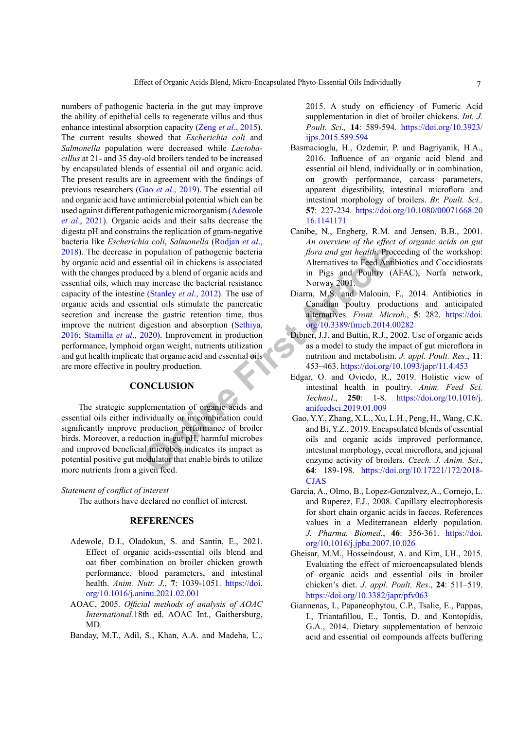numbers of pathogenic bacteria in the gut may improve the ability of epithelial cells to regenerate villus and thus enhance intestinal absorption capacity (Zeng *et al*., 2015). The current results showed that *Escherichia coli* and *Salmonella* population were decreased while *Lactobacillus* at 21- and 35 day-old broilers tended to be increased by encapsulated blends of essential oil and organic acid. The present results are in agreement with the findings of previous researchers (Gao *et al*., 2019). The essential oil and organic acid have antimicrobial potential which can be used against different pathogenic microorganism (Adewole *et al*., 2021). Organic acids and their salts decrease the digesta pH and constrains the replication of gram-negative bacteria like *Escherichia coli*, *Salmonella* (Rodjan *et al*., 2018). The decrease in population of pathogenic bacteria by organic acid and essential oil in chickens is associated with the changes produced by a blend of organic acids and essential oils, which may increase the bacterial resistance capacity of the intestine (Stanley *et al*., 2012). The use of organic acids and essential oils stimulate the pancreatic secretion and increase the gastric retention time, thus improve the nutrient digestion and absorption (Sethiya, 2016; Stamilla *et al*., 2020). Improvement in production performance, lymphoid organ weight, nutrients utilization and gut health implicate that organic acid and essential oils are more effective in poultry production.

## CONCLUSION

The strategic supplementation of organic acids and essential oils either individually or in combination could significantly improve production performance of broiler birds. Moreover, a reduction in gut pH, harmful microbes and improved beneficial microbes indicates its impact as potential positive gut modulator that enable birds to utilize more nutrients from a given feed.

*Statement of conflict of interest*

The authors have declared no conflict of interest.

## REFERENCES

Adewole, D.I., Oladokun, S. and Santin, E., 2021. Effect of organic acids-essential oils blend and oat fiber combination on broiler chicken growth performance, blood parameters, and intestinal health. *Anim. Nutr. J.*, **7**: 1039-1051. https://doi.org/10.1016/j.aninu.2021.02.001

AOAC, 2005. *Official methods of analysis of AOAC International.*18th ed. AOAC Int., Gaithersburg, MD.

Banday, M.T., Adil, S., Khan, A.A. and Madeha, U., 2015. A study on efficiency of Fumeric Acid supplementation in diet of broiler chickens. *Int. J. Poult. Sci.,* **14**: 589-594. https://doi.org/10.3923/ijps.2015.589.594

Basmacioglu, H., Ozdemir, P. and Bagriyanik, H.A., 2016. Influence of an organic acid blend and essential oil blend, individually or in combination, on growth performance, carcass parameters, apparent digestibility, intestinal microflora and intestinal morphology of broilers. *Br. Poult. Sci.,* **57**: 227-234. https://doi.org/10.1080/00071668.2016.1141171

Canibe, N., Engberg, R.M. and Jensen, B.B., 2001. *An overview of the effect of organic acids on gut flora and gut health.* Proceeding of the workshop: Alternatives to Feed Antibiotics and Coccidiostats in Pigs and Poultry (AFAC), Norfa network, Norway 2001.

Diarra, M.S. and Malouin, F., 2014. Antibiotics in Canadian poultry productions and anticipated alternatives. *Front. Microb*., **5**: 282. https://doi.org/10.3389/fmicb.2014.00282

Dibner, J.J. and Buttin, R.J., 2002. Use of organic acids as a model to study the impact of gut microflora in nutrition and metabolism. *J. appl. Poult. Res*., **11**: 453–463. https://doi.org/10.1093/japr/11.4.453

Edgar, O. and Oviedo, R., 2019. Holistic view of intestinal health in poultry. *Anim. Feed Sci. Technol*., **250**: 1-8. https://doi.org/10.1016/j.anifeedsci.2019.01.009

Gao, Y.Y., Zhang, X.L., Xu, L.H., Peng, H., Wang, C.K. and Bi, Y.Z., 2019. Encapsulated blends of essential oils and organic acids improved performance, intestinal morphology, cecal microflora, and jejunal enzyme activity of broilers. *Czech. J. Anim. Sci*., **64**: 189-198. https://doi.org/10.17221/172/2018-CJAS

Garcia, A., Olmo, B., Lopez-Gonzalvez, A., Cornejo, L. and Ruperez, F.J., 2008. Capillary electrophoresis for short chain organic acids in faeces. References values in a Mediterranean elderly population. *J. Pharma. Biomed*., **46**: 356-361. https://doi.org/10.1016/j.jpba.2007.10.026

Gheisar, M.M., Hosseindoust, A. and Kim, I.H., 2015. Evaluating the effect of microencapsulated blends of organic acids and essential oils in broiler chicken's diet. *J. appl. Poult. Res*., **24**: 511–519. https://doi.org/10.3382/japr/pfv063

Giannenas, I., Papaneophytou, C.P., Tsalie, E., Pappas, I., Triantafillou, E., Tontis, D. and Kontopidis, G.A., 2014. Dietary supplementation of benzoic acid and essential oil compounds affects buffering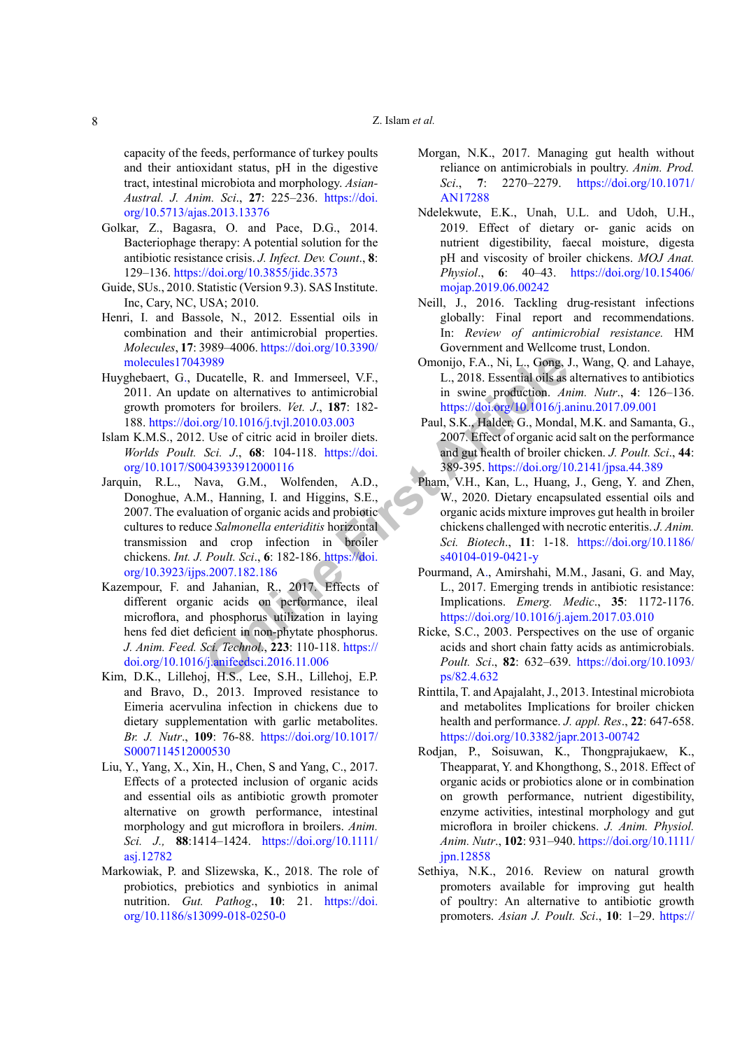capacity of the feeds, performance of turkey poults and their antioxidant status, pH in the digestive tract, intestinal microbiota and morphology. *Asian-Austral. J. Anim. Sci*., **27**: 225–236. https://doi.org/10.5713/ajas.2013.13376

Golkar, Z., Bagasra, O. and Pace, D.G., 2014. Bacteriophage therapy: A potential solution for the antibiotic resistance crisis. *J. Infect. Dev. Count*., **8**: 129–136. https://doi.org/10.3855/jidc.3573

Guide, SUs., 2010. Statistic (Version 9.3). SAS Institute. Inc, Cary, NC, USA; 2010.

Henri, I. and Bassole, N., 2012. Essential oils in combination and their antimicrobial properties. *Molecules*, **17**: 3989–4006. https://doi.org/10.3390/molecules17043989

Huyghebaert, G., Ducatelle, R. and Immerseel, V.F., 2011. An update on alternatives to antimicrobial growth promoters for broilers. *Vet. J*., **187**: 182-188. https://doi.org/10.1016/j.tvjl.2010.03.003

Islam K.M.S., 2012. Use of citric acid in broiler diets. *Worlds Poult. Sci. J*., **68**: 104-118. https://doi.org/10.1017/S0043933912000116

Jarquin, R.L., Nava, G.M., Wolfenden, A.D., Donoghue, A.M., Hanning, I. and Higgins, S.E., 2007. The evaluation of organic acids and probiotic cultures to reduce *Salmonella enteriditis* horizontal transmission and crop infection in broiler chickens. *Int. J. Poult. Sci*., **6**: 182-186. https://doi.org/10.3923/ijps.2007.182.186

Kazempour, F. and Jahanian, R., 2017. Effects of different organic acids on performance, ileal microflora, and phosphorus utilization in laying hens fed diet deficient in non-phytate phosphorus. *J. Anim. Feed. Sci. Technol*., **223**: 110-118. https://doi.org/10.1016/j.anifeedsci.2016.11.006

Kim, D.K., Lillehoj, H.S., Lee, S.H., Lillehoj, E.P. and Bravo, D., 2013. Improved resistance to Eimeria acervulina infection in chickens due to dietary supplementation with garlic metabolites. *Br. J. Nutr*., **109**: 76-88. https://doi.org/10.1017/S0007114512000530

Liu, Y., Yang, X., Xin, H., Chen, S and Yang, C., 2017. Effects of a protected inclusion of organic acids and essential oils as antibiotic growth promoter alternative on growth performance, intestinal morphology and gut microflora in broilers. *Anim. Sci. J*., **88**:1414–1424. https://doi.org/10.1111/asj.12782

Markowiak, P. and Slizewska, K., 2018. The role of probiotics, prebiotics and synbiotics in animal nutrition. *Gut. Pathog*., **10**: 21. https://doi.org/10.1186/s13099-018-0250-0

Morgan, N.K., 2017. Managing gut health without reliance on antimicrobials in poultry. *Anim. Prod. Sci*., **7**: 2270–2279. https://doi.org/10.1071/AN17288

Ndelekwute, E.K., Unah, U.L. and Udoh, U.H., 2019. Effect of dietary or- ganic acids on nutrient digestibility, faecal moisture, digesta pH and viscosity of broiler chickens. *MOJ Anat. Physiol*., **6**: 40–43. https://doi.org/10.15406/mojap.2019.06.00242

Neill, J., 2016. Tackling drug-resistant infections globally: Final report and recommendations. In: *Review of antimicrobial resistance*. HM Government and Wellcome trust, London.

Omonijo, F.A., Ni, L., Gong, J., Wang, Q. and Lahaye, L., 2018. Essential oils as alternatives to antibiotics in swine production. *Anim. Nutr*., **4**: 126–136. https://doi.org/10.1016/j.aninu.2017.09.001

Paul, S.K., Halder, G., Mondal, M.K. and Samanta, G., 2007. Effect of organic acid salt on the performance and gut health of broiler chicken. *J. Poult. Sci*., **44**: 389-395. https://doi.org/10.2141/jpsa.44.389

Pham, V.H., Kan, L., Huang, J., Geng, Y. and Zhen, W., 2020. Dietary encapsulated essential oils and organic acids mixture improves gut health in broiler chickens challenged with necrotic enteritis. *J. Anim. Sci. Biotech*., **11**: 1-18. https://doi.org/10.1186/s40104-019-0421-y

Pourmand, A., Amirshahi, M.M., Jasani, G. and May, L., 2017. Emerging trends in antibiotic resistance: Implications. *Emerg. Medic*., **35**: 1172-1176. https://doi.org/10.1016/j.ajem.2017.03.010

Ricke, S.C., 2003. Perspectives on the use of organic acids and short chain fatty acids as antimicrobials. *Poult. Sci*., **82**: 632–639. https://doi.org/10.1093/ps/82.4.632

Rinttila, T. and Apajalaht, J., 2013. Intestinal microbiota and metabolites Implications for broiler chicken health and performance. *J. appl. Res*., **22**: 647-658. https://doi.org/10.3382/japr.2013-00742

Rodjan, P., Soisuwan, K., Thongprajukaew, K., Theapparat, Y. and Khongthong, S., 2018. Effect of organic acids or probiotics alone or in combination on growth performance, nutrient digestibility, enzyme activities, intestinal morphology and gut microflora in broiler chickens. *J. Anim. Physiol. Anim. Nutr*., **102**: 931–940. https://doi.org/10.1111/jpn.12858

Sethiya, N.K., 2016. Review on natural growth promoters available for improving gut health of poultry: An alternative to antibiotic growth promoters. *Asian J. Poult. Sci*., **10**: 1–29. https://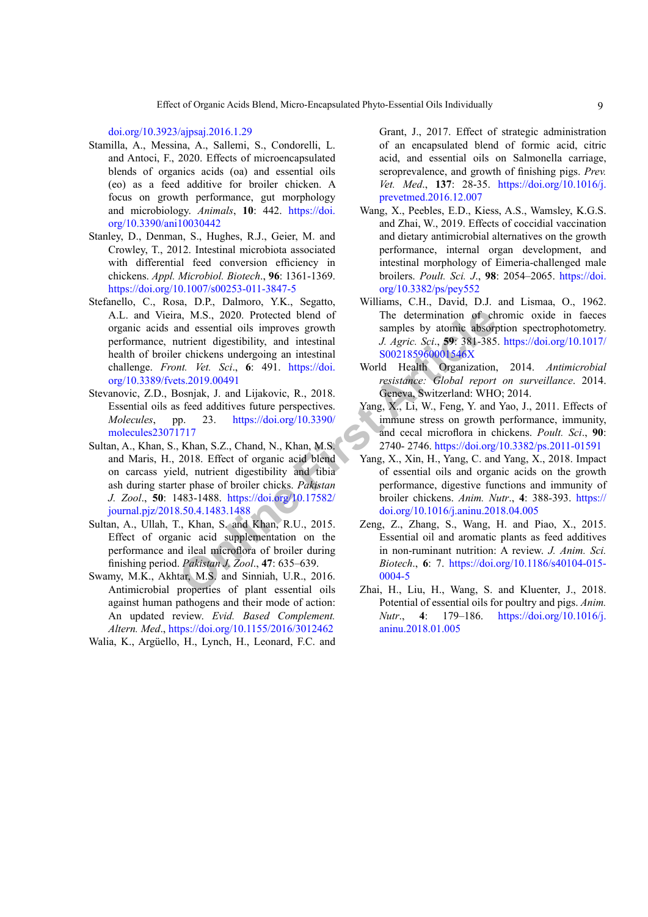doi.org/10.3923/ajpsaj.2016.1.29

Stamilla, A., Messina, A., Sallemi, S., Condorelli, L. and Antoci, F., 2020. Effects of microencapsulated blends of organics acids (oa) and essential oils (eo) as a feed additive for broiler chicken. A focus on growth performance, gut morphology and microbiology. *Animals*, **10**: 442. https://doi.org/10.3390/ani10030442

Stanley, D., Denman, S., Hughes, R.J., Geier, M. and Crowley, T., 2012. Intestinal microbiota associated with differential feed conversion efficiency in chickens. *Appl. Microbiol. Biotech*., **96**: 1361-1369. https://doi.org/10.1007/s00253-011-3847-5

Stefanello, C., Rosa, D.P., Dalmoro, Y.K., Segatto, A.L. and Vieira, M.S., 2020. Protected blend of organic acids and essential oils improves growth performance, nutrient digestibility, and intestinal health of broiler chickens undergoing an intestinal challenge. *Front. Vet. Sci*., **6**: 491. https://doi.org/10.3389/fvets.2019.00491

Stevanovic, Z.D., Bosnjak, J. and Lijakovic, R., 2018. Essential oils as feed additives future perspectives. *Molecules*, pp. 23. https://doi.org/10.3390/molecules23071717

Sultan, A., Khan, S., Khan, S.Z., Chand, N., Khan, M.S. and Maris, H., 2018. Effect of organic acid blend on carcass yield, nutrient digestibility and tibia ash during starter phase of broiler chicks. *Pakistan J. Zool*., **50**: 1483-1488. https://doi.org/10.17582/journal.pjz/2018.50.4.1483.1488

Sultan, A., Ullah, T., Khan, S. and Khan, R.U., 2015. Effect of organic acid supplementation on the performance and ileal microflora of broiler during finishing period. *Pakistan J. Zool*., **47**: 635–639.

Swamy, M.K., Akhtar, M.S. and Sinniah, U.R., 2016. Antimicrobial properties of plant essential oils against human pathogens and their mode of action: An updated review. *Evid. Based Complement. Altern. Med*., https://doi.org/10.1155/2016/3012462

Walia, K., Argüello, H., Lynch, H., Leonard, F.C. and Grant, J., 2017. Effect of strategic administration of an encapsulated blend of formic acid, citric acid, and essential oils on Salmonella carriage, seroprevalence, and growth of finishing pigs. *Prev. Vet. Med*., **137**: 28-35. https://doi.org/10.1016/j.prevetmed.2016.12.007

Wang, X., Peebles, E.D., Kiess, A.S., Wamsley, K.G.S. and Zhai, W., 2019. Effects of coccidial vaccination and dietary antimicrobial alternatives on the growth performance, internal organ development, and intestinal morphology of Eimeria-challenged male broilers. *Poult. Sci. J*., **98**: 2054–2065. https://doi.org/10.3382/ps/pey552

Williams, C.H., David, D.J. and Lismaa, O., 1962. The determination of chromic oxide in faeces samples by atomic absorption spectrophotometry. *J. Agric. Sci*., **59**: 381-385. https://doi.org/10.1017/S002185960001546X

World Health Organization, 2014. *Antimicrobial resistance: Global report on surveillance*. 2014. Geneva, Switzerland: WHO; 2014.

Yang, X., Li, W., Feng, Y. and Yao, J., 2011. Effects of immune stress on growth performance, immunity, and cecal microflora in chickens. *Poult. Sci*., **90**: 2740- 2746. https://doi.org/10.3382/ps.2011-01591

Yang, X., Xin, H., Yang, C. and Yang, X., 2018. Impact of essential oils and organic acids on the growth performance, digestive functions and immunity of broiler chickens. *Anim. Nutr*., **4**: 388-393. https://doi.org/10.1016/j.aninu.2018.04.005

Zeng, Z., Zhang, S., Wang, H. and Piao, X., 2015. Essential oil and aromatic plants as feed additives in non-ruminant nutrition: A review. *J. Anim. Sci. Biotech*., **6**: 7. https://doi.org/10.1186/s40104-015-0004-5

Zhai, H., Liu, H., Wang, S. and Kluenter, J., 2018. Potential of essential oils for poultry and pigs. *Anim. Nutr*., **4**: 179–186. https://doi.org/10.1016/j.aninu.2018.01.005